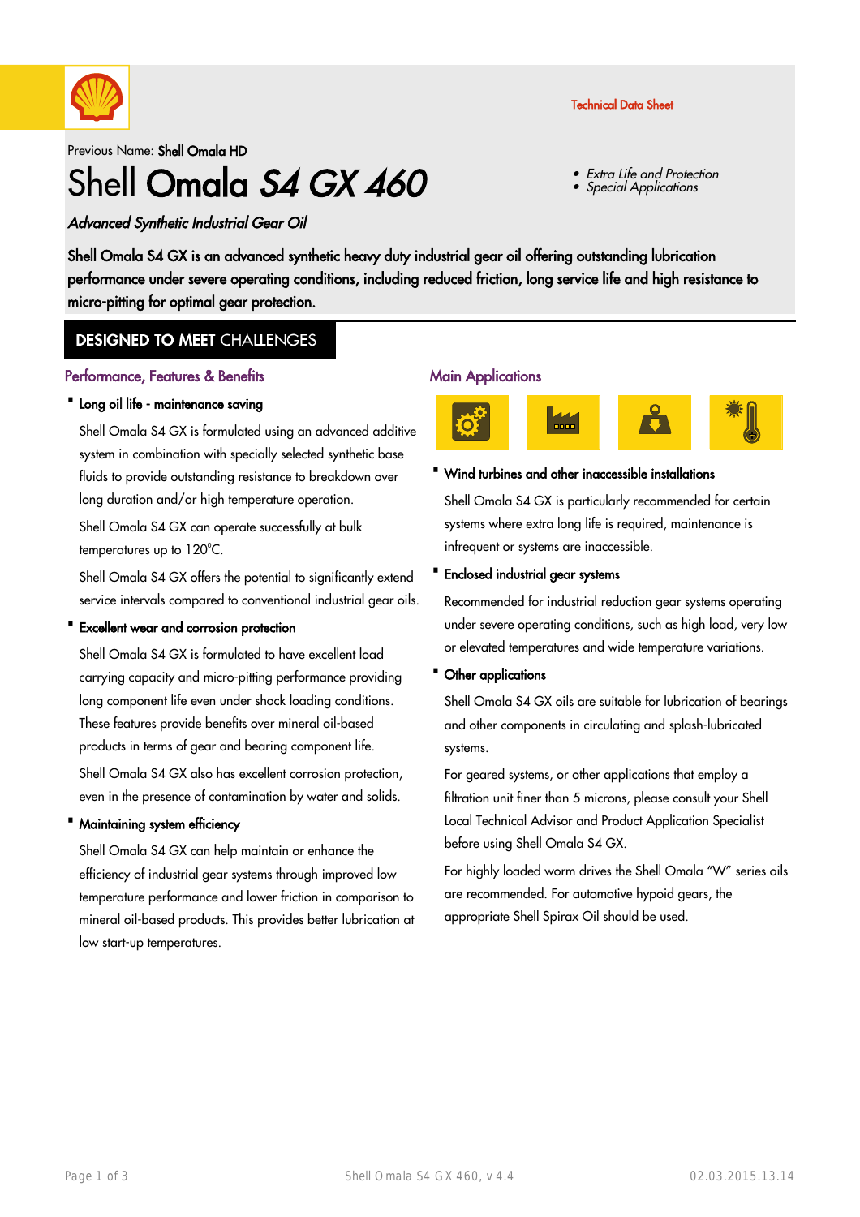Technical Data Sheet

Previous Name: **Shell Omala HD**

# Shell **Omala *S4 GX 460***

- *Extra Life and Protection*
- *Special Applications*

*Advanced Synthetic Industrial Gear Oil*

**Shell Omala S4 GX is an advanced synthetic heavy duty industrial gear oil offering outstanding lubrication performance under severe operating conditions, including reduced friction, long service life and high resistance to micro-pitting for optimal gear protection.**

## DESIGNED TO MEET CHALLENGES

### Performance, Features & Benefits

- **Long oil life - maintenance saving**

  Shell Omala S4 GX is formulated using an advanced additive system in combination with specially selected synthetic base fluids to provide outstanding resistance to breakdown over long duration and/or high temperature operation.

  Shell Omala S4 GX can operate successfully at bulk temperatures up to 120°C.

  Shell Omala S4 GX offers the potential to significantly extend service intervals compared to conventional industrial gear oils.

- **Excellent wear and corrosion protection**

  Shell Omala S4 GX is formulated to have excellent load carrying capacity and micro-pitting performance providing long component life even under shock loading conditions. These features provide benefits over mineral oil-based products in terms of gear and bearing component life.

  Shell Omala S4 GX also has excellent corrosion protection, even in the presence of contamination by water and solids.

- **Maintaining system efficiency**

  Shell Omala S4 GX can help maintain or enhance the efficiency of industrial gear systems through improved low temperature performance and lower friction in comparison to mineral oil-based products. This provides better lubrication at low start-up temperatures.

### Main Applications

- **Wind turbines and other inaccessible installations**

  Shell Omala S4 GX is particularly recommended for certain systems where extra long life is required, maintenance is infrequent or systems are inaccessible.

- **Enclosed industrial gear systems**

  Recommended for industrial reduction gear systems operating under severe operating conditions, such as high load, very low or elevated temperatures and wide temperature variations.

- **Other applications**

  Shell Omala S4 GX oils are suitable for lubrication of bearings and other components in circulating and splash-lubricated systems.

  For geared systems, or other applications that employ a filtration unit finer than 5 microns, please consult your Shell Local Technical Advisor and Product Application Specialist before using Shell Omala S4 GX.

  For highly loaded worm drives the Shell Omala "W" series oils are recommended. For automotive hypoid gears, the appropriate Shell Spirax Oil should be used.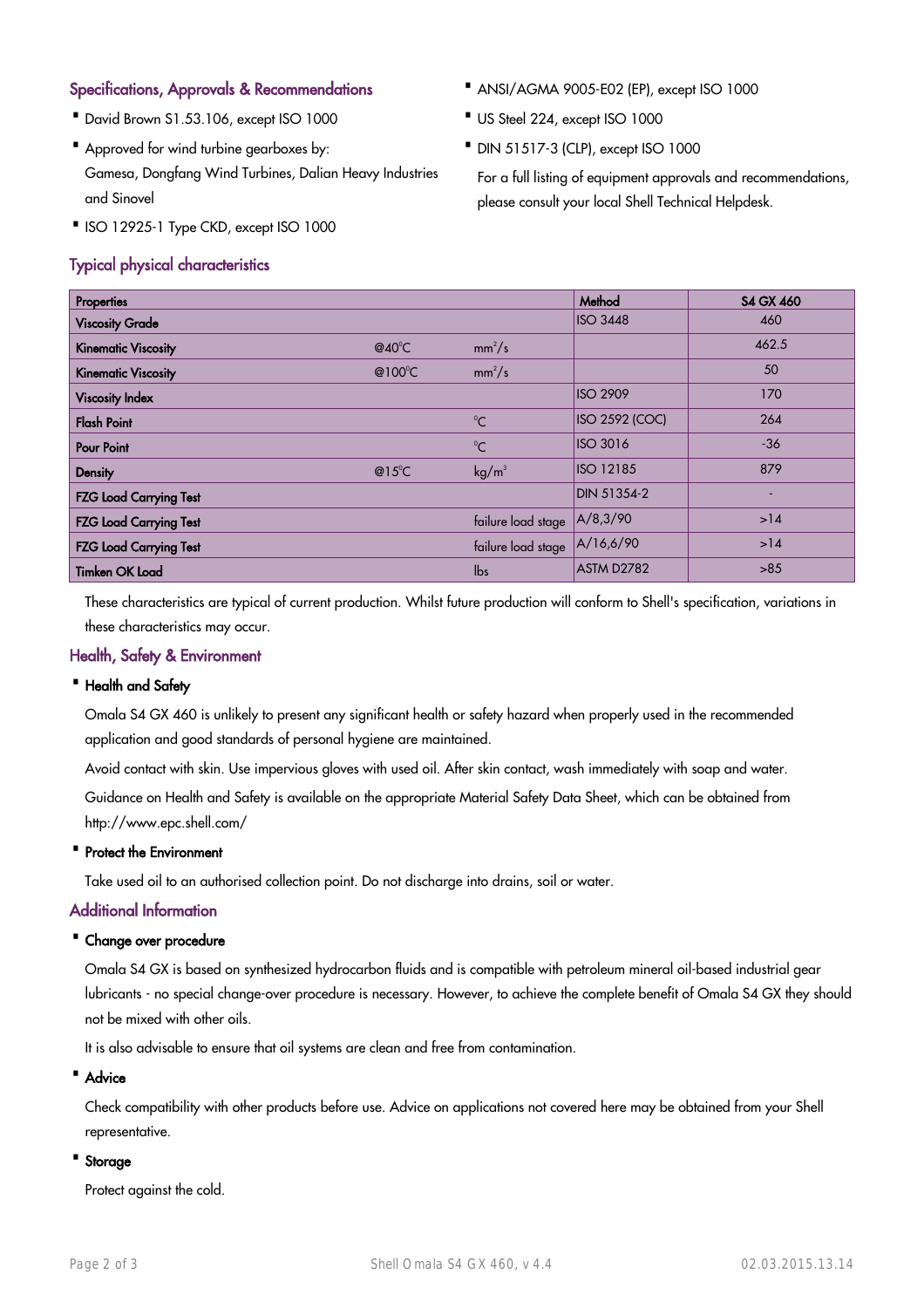## Specifications, Approvals & Recommendations

- David Brown S1.53.106, except ISO 1000
- Approved for wind turbine gearboxes by: Gamesa, Dongfang Wind Turbines, Dalian Heavy Industries and Sinovel
- ISO 12925-1 Type CKD, except ISO 1000
- ANSI/AGMA 9005-E02 (EP), except ISO 1000
- US Steel 224, except ISO 1000
- DIN 51517-3 (CLP), except ISO 1000

For a full listing of equipment approvals and recommendations, please consult your local Shell Technical Helpdesk.

## Typical physical characteristics

| Properties | | | Method | S4 GX 460 |
|---|---|---|---|---|
| Viscosity Grade | | | ISO 3448 | 460 |
| Kinematic Viscosity | @40°C | $mm^2/s$ | | 462.5 |
| Kinematic Viscosity | @100°C | $mm^2/s$ | | 50 |
| Viscosity Index | | | ISO 2909 | 170 |
| Flash Point | | °C | ISO 2592 (COC) | 264 |
| Pour Point | | °C | ISO 3016 | -36 |
| Density | @15°C | $kg/m^3$ | ISO 12185 | 879 |
| FZG Load Carrying Test | | | DIN 51354-2 | - |
| FZG Load Carrying Test | | failure load stage | A/8,3/90 | >14 |
| FZG Load Carrying Test | | failure load stage | A/16,6/90 | >14 |
| Timken OK Load | | lbs | ASTM D2782 | >85 |

These characteristics are typical of current production. Whilst future production will conform to Shell's specification, variations in these characteristics may occur.

## Health, Safety & Environment

- **Health and Safety**

Omala S4 GX 460 is unlikely to present any significant health or safety hazard when properly used in the recommended application and good standards of personal hygiene are maintained.

Avoid contact with skin. Use impervious gloves with used oil. After skin contact, wash immediately with soap and water.

Guidance on Health and Safety is available on the appropriate Material Safety Data Sheet, which can be obtained from http://www.epc.shell.com/

- **Protect the Environment**

Take used oil to an authorised collection point. Do not discharge into drains, soil or water.

## Additional Information

- **Change over procedure**

Omala S4 GX is based on synthesized hydrocarbon fluids and is compatible with petroleum mineral oil-based industrial gear lubricants - no special change-over procedure is necessary. However, to achieve the complete benefit of Omala S4 GX they should not be mixed with other oils.

It is also advisable to ensure that oil systems are clean and free from contamination.

- **Advice**

Check compatibility with other products before use. Advice on applications not covered here may be obtained from your Shell representative.

- **Storage**

Protect against the cold.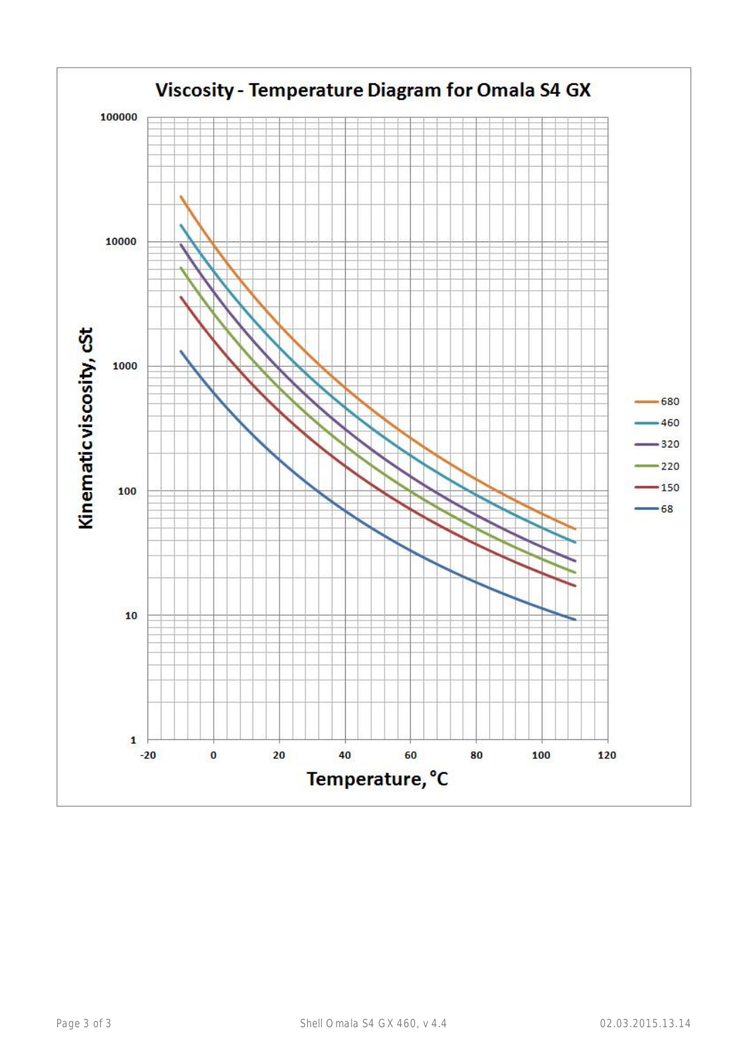Viscosity - Temperature Diagram for Omala S4 GX

100000

10000

1000

100

10

1

Kinematic viscosity, cSt

-20 0 20 40 60 80 100 120

Temperature, °C

680
460
320
220
150
68